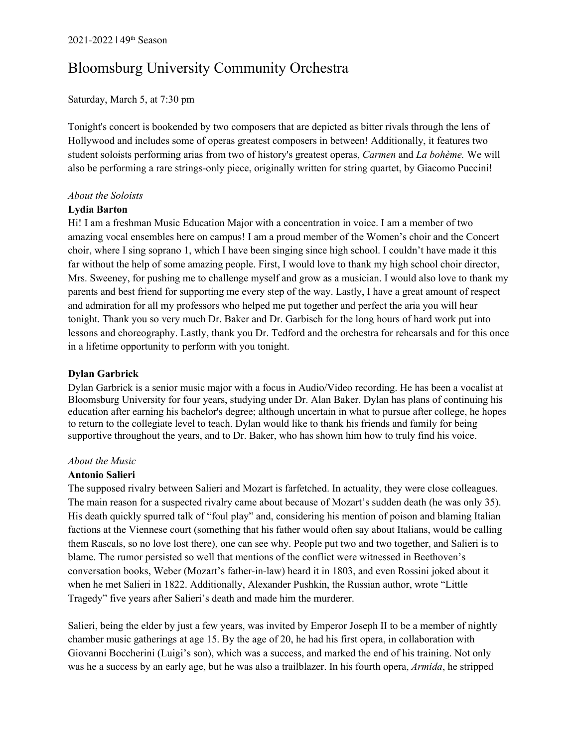2021-2022 | 49th Season

# Bloomsburg University Community Orchestra

Saturday, March 5, at 7:30 pm

Tonight's concert is bookended by two composers that are depicted as bitter rivals through the lens of Hollywood and includes some of operas greatest composers in between! Additionally, it features two student soloists performing arias from two of history's greatest operas, *Carmen* and *La bohème.* We will also be performing a rare strings-only piece, originally written for string quartet, by Giacomo Puccini!

*About the Soloists*

**Lydia Barton**

Hi! I am a freshman Music Education Major with a concentration in voice. I am a member of two amazing vocal ensembles here on campus! I am a proud member of the Women's choir and the Concert choir, where I sing soprano 1, which I have been singing since high school. I couldn't have made it this far without the help of some amazing people. First, I would love to thank my high school choir director, Mrs. Sweeney, for pushing me to challenge myself and grow as a musician. I would also love to thank my parents and best friend for supporting me every step of the way. Lastly, I have a great amount of respect and admiration for all my professors who helped me put together and perfect the aria you will hear tonight. Thank you so very much Dr. Baker and Dr. Garbisch for the long hours of hard work put into lessons and choreography. Lastly, thank you Dr. Tedford and the orchestra for rehearsals and for this once in a lifetime opportunity to perform with you tonight.

**Dylan Garbrick**

Dylan Garbrick is a senior music major with a focus in Audio/Video recording. He has been a vocalist at Bloomsburg University for four years, studying under Dr. Alan Baker. Dylan has plans of continuing his education after earning his bachelor's degree; although uncertain in what to pursue after college, he hopes to return to the collegiate level to teach. Dylan would like to thank his friends and family for being supportive throughout the years, and to Dr. Baker, who has shown him how to truly find his voice.

*About the Music*

**Antonio Salieri**

The supposed rivalry between Salieri and Mozart is farfetched. In actuality, they were close colleagues. The main reason for a suspected rivalry came about because of Mozart's sudden death (he was only 35). His death quickly spurred talk of "foul play" and, considering his mention of poison and blaming Italian factions at the Viennese court (something that his father would often say about Italians, would be calling them Rascals, so no love lost there), one can see why. People put two and two together, and Salieri is to blame. The rumor persisted so well that mentions of the conflict were witnessed in Beethoven's conversation books, Weber (Mozart's father-in-law) heard it in 1803, and even Rossini joked about it when he met Salieri in 1822. Additionally, Alexander Pushkin, the Russian author, wrote "Little Tragedy" five years after Salieri's death and made him the murderer.

Salieri, being the elder by just a few years, was invited by Emperor Joseph II to be a member of nightly chamber music gatherings at age 15. By the age of 20, he had his first opera, in collaboration with Giovanni Boccherini (Luigi's son), which was a success, and marked the end of his training. Not only was he a success by an early age, but he was also a trailblazer. In his fourth opera, *Armida*, he stripped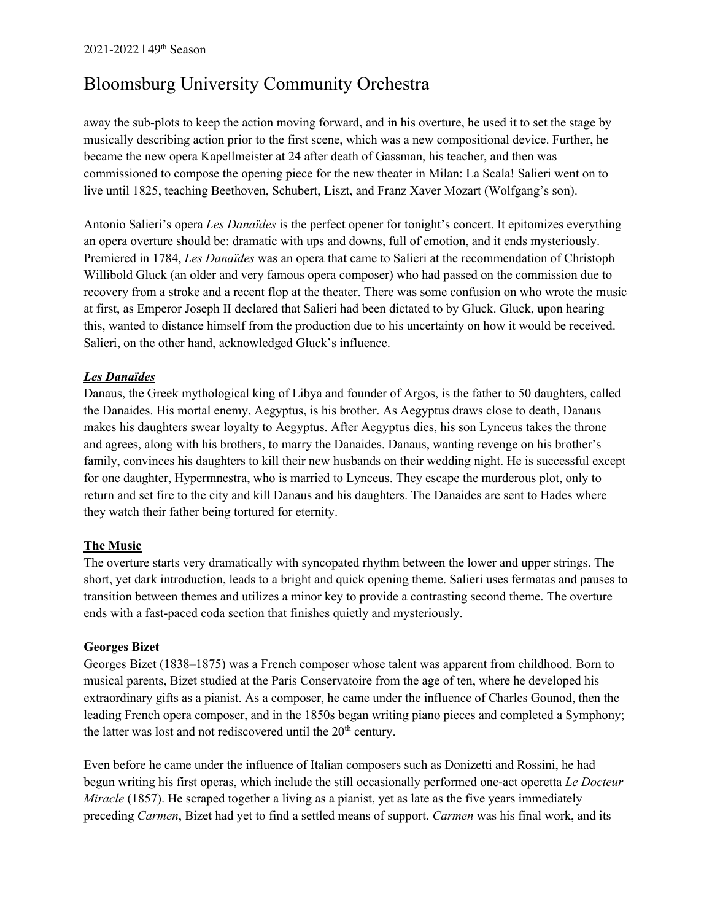away the sub-plots to keep the action moving forward, and in his overture, he used it to set the stage by musically describing action prior to the first scene, which was a new compositional device. Further, he became the new opera Kapellmeister at 24 after death of Gassman, his teacher, and then was commissioned to compose the opening piece for the new theater in Milan: La Scala! Salieri went on to live until 1825, teaching Beethoven, Schubert, Liszt, and Franz Xaver Mozart (Wolfgang's son).

Antonio Salieri's opera *Les Danaïdes* is the perfect opener for tonight's concert. It epitomizes everything an opera overture should be: dramatic with ups and downs, full of emotion, and it ends mysteriously. Premiered in 1784, *Les Danaïdes* was an opera that came to Salieri at the recommendation of Christoph Willibold Gluck (an older and very famous opera composer) who had passed on the commission due to recovery from a stroke and a recent flop at the theater. There was some confusion on who wrote the music at first, as Emperor Joseph II declared that Salieri had been dictated to by Gluck. Gluck, upon hearing this, wanted to distance himself from the production due to his uncertainty on how it would be received. Salieri, on the other hand, acknowledged Gluck's influence.

### ***Les Danaïdes***

Danaus, the Greek mythological king of Libya and founder of Argos, is the father to 50 daughters, called the Danaides. His mortal enemy, Aegyptus, is his brother. As Aegyptus draws close to death, Danaus makes his daughters swear loyalty to Aegyptus. After Aegyptus dies, his son Lynceus takes the throne and agrees, along with his brothers, to marry the Danaides. Danaus, wanting revenge on his brother's family, convinces his daughters to kill their new husbands on their wedding night. He is successful except for one daughter, Hypermnestra, who is married to Lynceus. They escape the murderous plot, only to return and set fire to the city and kill Danaus and his daughters. The Danaides are sent to Hades where they watch their father being tortured for eternity.

### **The Music**

The overture starts very dramatically with syncopated rhythm between the lower and upper strings. The short, yet dark introduction, leads to a bright and quick opening theme. Salieri uses fermatas and pauses to transition between themes and utilizes a minor key to provide a contrasting second theme. The overture ends with a fast-paced coda section that finishes quietly and mysteriously.

### **Georges Bizet**

Georges Bizet (1838–1875) was a French composer whose talent was apparent from childhood. Born to musical parents, Bizet studied at the Paris Conservatoire from the age of ten, where he developed his extraordinary gifts as a pianist. As a composer, he came under the influence of Charles Gounod, then the leading French opera composer, and in the 1850s began writing piano pieces and completed a Symphony; the latter was lost and not rediscovered until the 20th century.

Even before he came under the influence of Italian composers such as Donizetti and Rossini, he had begun writing his first operas, which include the still occasionally performed one-act operetta *Le Docteur Miracle* (1857). He scraped together a living as a pianist, yet as late as the five years immediately preceding *Carmen*, Bizet had yet to find a settled means of support. *Carmen* was his final work, and its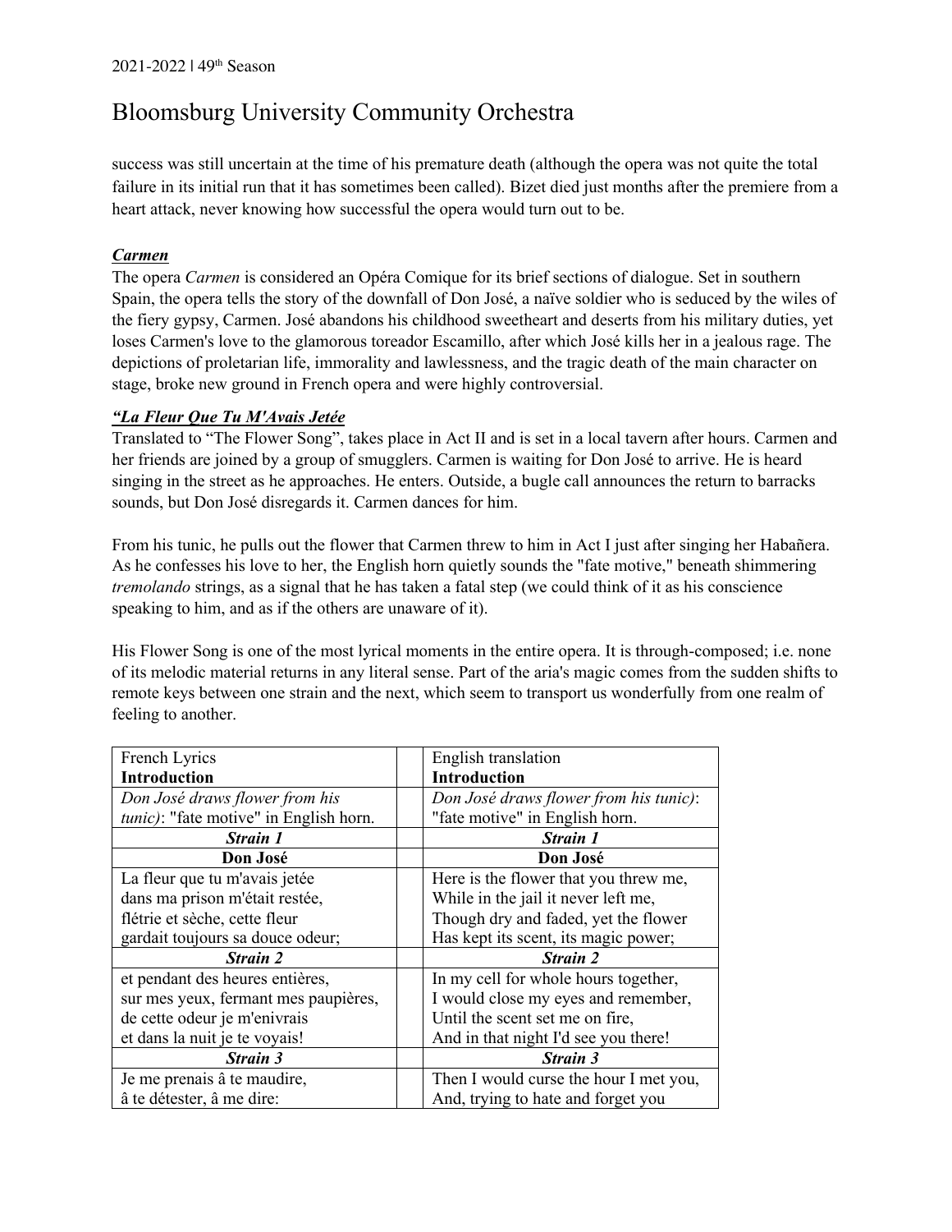success was still uncertain at the time of his premature death (although the opera was not quite the total failure in its initial run that it has sometimes been called). Bizet died just months after the premiere from a heart attack, never knowing how successful the opera would turn out to be.

***Carmen***

The opera *Carmen* is considered an Opéra Comique for its brief sections of dialogue. Set in southern Spain, the opera tells the story of the downfall of Don José, a naïve soldier who is seduced by the wiles of the fiery gypsy, Carmen. José abandons his childhood sweetheart and deserts from his military duties, yet loses Carmen's love to the glamorous toreador Escamillo, after which José kills her in a jealous rage. The depictions of proletarian life, immorality and lawlessness, and the tragic death of the main character on stage, broke new ground in French opera and were highly controversial.

***"La Fleur Que Tu M'Avais Jetée***

Translated to "The Flower Song", takes place in Act II and is set in a local tavern after hours. Carmen and her friends are joined by a group of smugglers. Carmen is waiting for Don José to arrive. He is heard singing in the street as he approaches. He enters. Outside, a bugle call announces the return to barracks sounds, but Don José disregards it. Carmen dances for him.

From his tunic, he pulls out the flower that Carmen threw to him in Act I just after singing her Habañera. As he confesses his love to her, the English horn quietly sounds the "fate motive," beneath shimmering *tremolando* strings, as a signal that he has taken a fatal step (we could think of it as his conscience speaking to him, and as if the others are unaware of it).

His Flower Song is one of the most lyrical moments in the entire opera. It is through-composed; i.e. none of its melodic material returns in any literal sense. Part of the aria's magic comes from the sudden shifts to remote keys between one strain and the next, which seem to transport us wonderfully from one realm of feeling to another.

| French Lyrics<br>**Introduction** | | English translation<br>**Introduction** |
|---|---|---|
| *Don José draws flower from his tunic)*: "fate motive" in English horn. | | *Don José draws flower from his tunic)*: "fate motive" in English horn. |
| ***Strain 1*** | | ***Strain 1*** |
| **Don José** | | **Don José** |
| La fleur que tu m'avais jetée<br>dans ma prison m'était restée,<br>flétrie et sèche, cette fleur<br>gardait toujours sa douce odeur; | | Here is the flower that you threw me,<br>While in the jail it never left me,<br>Though dry and faded, yet the flower<br>Has kept its scent, its magic power; |
| ***Strain 2*** | | ***Strain 2*** |
| et pendant des heures entières,<br>sur mes yeux, fermant mes paupières,<br>de cette odeur je m'enivrais<br>et dans la nuit je te voyais! | | In my cell for whole hours together,<br>I would close my eyes and remember,<br>Until the scent set me on fire,<br>And in that night I'd see you there! |
| ***Strain 3*** | | ***Strain 3*** |
| Je me prenais â te maudire,<br>â te détester, â me dire: | | Then I would curse the hour I met you,<br>And, trying to hate and forget you |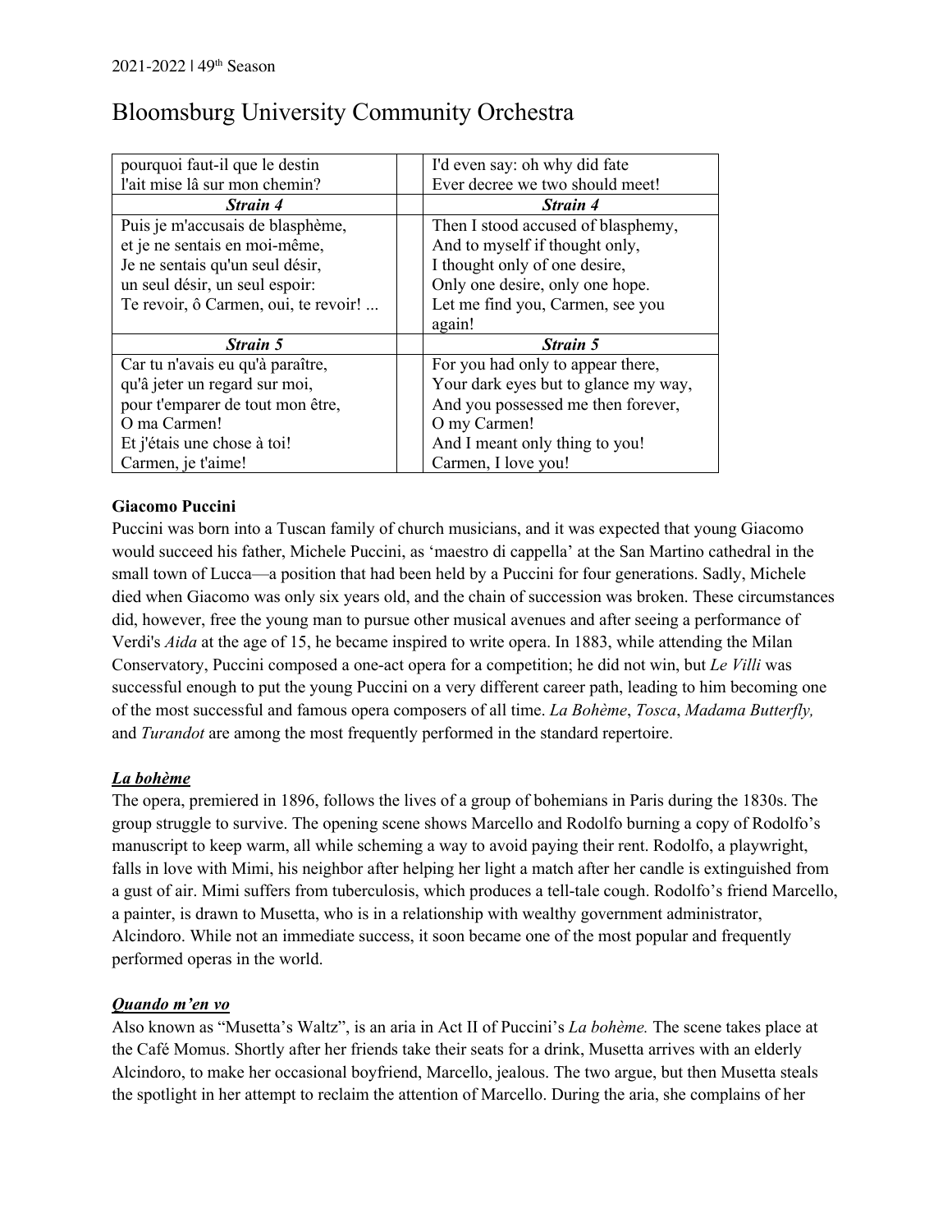| pourquoi faut-il que le destin<br>l'ait mise lâ sur mon chemin? | | I'd even say: oh why did fate<br>Ever decree we two should meet! |
|---|---|---|
| ***Strain 4*** | | ***Strain 4*** |
| Puis je m'accusais de blasphème,<br>et je ne sentais en moi-même,<br>Je ne sentais qu'un seul désir,<br>un seul désir, un seul espoir:<br>Te revoir, ô Carmen, oui, te revoir! ... | | Then I stood accused of blasphemy,<br>And to myself if thought only,<br>I thought only of one desire,<br>Only one desire, only one hope.<br>Let me find you, Carmen, see you again! |
| ***Strain 5*** | | ***Strain 5*** |
| Car tu n'avais eu qu'à paraître,<br>qu'â jeter un regard sur moi,<br>pour t'emparer de tout mon être,<br>O ma Carmen!<br>Et j'étais une chose à toi!<br>Carmen, je t'aime! | | For you had only to appear there,<br>Your dark eyes but to glance my way,<br>And you possessed me then forever,<br>O my Carmen!<br>And I meant only thing to you!<br>Carmen, I love you! |

**Giacomo Puccini**

Puccini was born into a Tuscan family of church musicians, and it was expected that young Giacomo would succeed his father, Michele Puccini, as 'maestro di cappella' at the San Martino cathedral in the small town of Lucca—a position that had been held by a Puccini for four generations. Sadly, Michele died when Giacomo was only six years old, and the chain of succession was broken. These circumstances did, however, free the young man to pursue other musical avenues and after seeing a performance of Verdi's *Aida* at the age of 15, he became inspired to write opera. In 1883, while attending the Milan Conservatory, Puccini composed a one-act opera for a competition; he did not win, but *Le Villi* was successful enough to put the young Puccini on a very different career path, leading to him becoming one of the most successful and famous opera composers of all time. *La Bohème*, *Tosca*, *Madama Butterfly,* and *Turandot* are among the most frequently performed in the standard repertoire.

***La bohème***

The opera, premiered in 1896, follows the lives of a group of bohemians in Paris during the 1830s. The group struggle to survive. The opening scene shows Marcello and Rodolfo burning a copy of Rodolfo's manuscript to keep warm, all while scheming a way to avoid paying their rent. Rodolfo, a playwright, falls in love with Mimi, his neighbor after helping her light a match after her candle is extinguished from a gust of air. Mimi suffers from tuberculosis, which produces a tell-tale cough. Rodolfo's friend Marcello, a painter, is drawn to Musetta, who is in a relationship with wealthy government administrator, Alcindoro. While not an immediate success, it soon became one of the most popular and frequently performed operas in the world.

***Quando m'en vo***

Also known as "Musetta's Waltz", is an aria in Act II of Puccini's *La bohème.* The scene takes place at the Café Momus. Shortly after her friends take their seats for a drink, Musetta arrives with an elderly Alcindoro, to make her occasional boyfriend, Marcello, jealous. The two argue, but then Musetta steals the spotlight in her attempt to reclaim the attention of Marcello. During the aria, she complains of her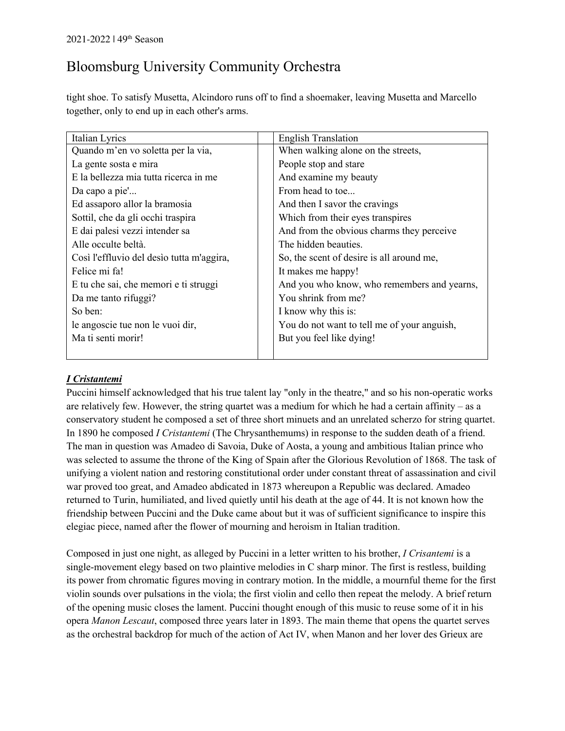tight shoe. To satisfy Musetta, Alcindoro runs off to find a shoemaker, leaving Musetta and Marcello together, only to end up in each other's arms.

| Italian Lyrics | | English Translation |
|---|---|---|
| Quando m'en vo soletta per la via, | | When walking alone on the streets, |
| La gente sosta e mira | | People stop and stare |
| E la bellezza mia tutta ricerca in me | | And examine my beauty |
| Da capo a pie'... | | From head to toe... |
| Ed assaporo allor la bramosia | | And then I savor the cravings |
| Sottil, che da gli occhi traspira | | Which from their eyes transpires |
| E dai palesi vezzi intender sa | | And from the obvious charms they perceive |
| Alle occulte beltà. | | The hidden beauties. |
| Così l'effluvio del desìo tutta m'aggira, | | So, the scent of desire is all around me, |
| Felice mi fa! | | It makes me happy! |
| E tu che sai, che memori e ti struggi | | And you who know, who remembers and yearns, |
| Da me tanto rifuggi? | | You shrink from me? |
| So ben: | | I know why this is: |
| le angoscie tue non le vuoi dir, | | You do not want to tell me of your anguish, |
| Ma ti senti morir! | | But you feel like dying! |

## ***I Cristantemi***

Puccini himself acknowledged that his true talent lay "only in the theatre," and so his non-operatic works are relatively few. However, the string quartet was a medium for which he had a certain affinity – as a conservatory student he composed a set of three short minuets and an unrelated scherzo for string quartet. In 1890 he composed *I Cristantemi* (The Chrysanthemums) in response to the sudden death of a friend. The man in question was Amadeo di Savoia, Duke of Aosta, a young and ambitious Italian prince who was selected to assume the throne of the King of Spain after the Glorious Revolution of 1868. The task of unifying a violent nation and restoring constitutional order under constant threat of assassination and civil war proved too great, and Amadeo abdicated in 1873 whereupon a Republic was declared. Amadeo returned to Turin, humiliated, and lived quietly until his death at the age of 44. It is not known how the friendship between Puccini and the Duke came about but it was of sufficient significance to inspire this elegiac piece, named after the flower of mourning and heroism in Italian tradition.

Composed in just one night, as alleged by Puccini in a letter written to his brother, *I Crisantemi* is a single-movement elegy based on two plaintive melodies in C sharp minor. The first is restless, building its power from chromatic figures moving in contrary motion. In the middle, a mournful theme for the first violin sounds over pulsations in the viola; the first violin and cello then repeat the melody. A brief return of the opening music closes the lament. Puccini thought enough of this music to reuse some of it in his opera *Manon Lescaut*, composed three years later in 1893. The main theme that opens the quartet serves as the orchestral backdrop for much of the action of Act IV, when Manon and her lover des Grieux are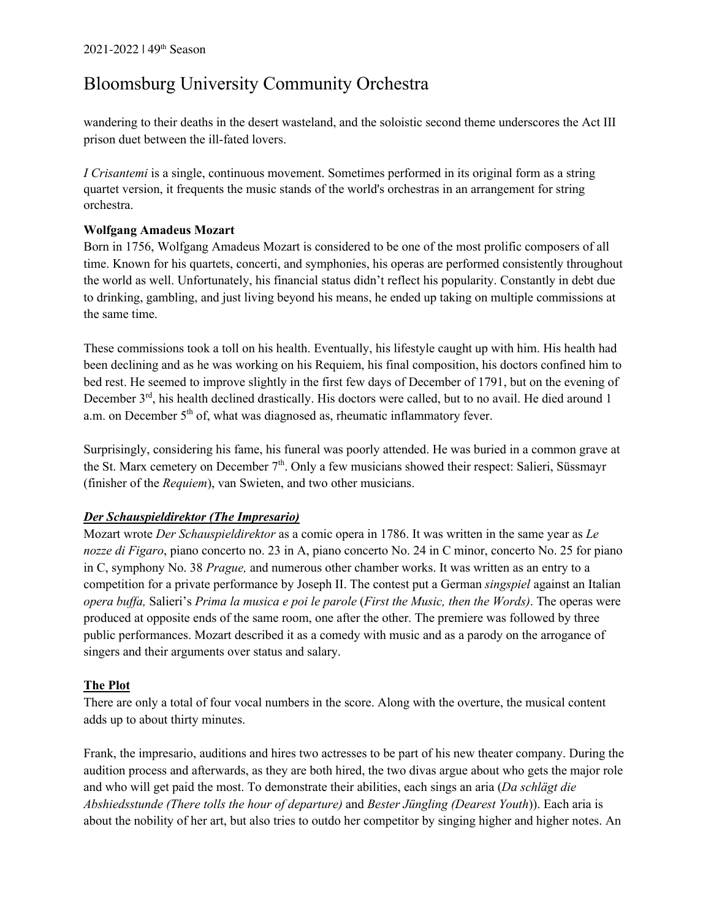wandering to their deaths in the desert wasteland, and the soloistic second theme underscores the Act III prison duet between the ill-fated lovers.

*I Crisantemi* is a single, continuous movement. Sometimes performed in its original form as a string quartet version, it frequents the music stands of the world's orchestras in an arrangement for string orchestra.

**Wolfgang Amadeus Mozart**

Born in 1756, Wolfgang Amadeus Mozart is considered to be one of the most prolific composers of all time. Known for his quartets, concerti, and symphonies, his operas are performed consistently throughout the world as well. Unfortunately, his financial status didn't reflect his popularity. Constantly in debt due to drinking, gambling, and just living beyond his means, he ended up taking on multiple commissions at the same time.

These commissions took a toll on his health. Eventually, his lifestyle caught up with him. His health had been declining and as he was working on his Requiem, his final composition, his doctors confined him to bed rest. He seemed to improve slightly in the first few days of December of 1791, but on the evening of December 3rd, his health declined drastically. His doctors were called, but to no avail. He died around 1 a.m. on December 5th of, what was diagnosed as, rheumatic inflammatory fever.

Surprisingly, considering his fame, his funeral was poorly attended. He was buried in a common grave at the St. Marx cemetery on December 7th. Only a few musicians showed their respect: Salieri, Süssmayr (finisher of the *Requiem*), van Swieten, and two other musicians.

***Der Schauspieldirektor (The Impresario)***

Mozart wrote *Der Schauspieldirektor* as a comic opera in 1786. It was written in the same year as *Le nozze di Figaro*, piano concerto no. 23 in A, piano concerto No. 24 in C minor, concerto No. 25 for piano in C, symphony No. 38 *Prague,* and numerous other chamber works. It was written as an entry to a competition for a private performance by Joseph II. The contest put a German *singspiel* against an Italian *opera buffa,* Salieri's *Prima la musica e poi le parole* (*First the Music, then the Words)*. The operas were produced at opposite ends of the same room, one after the other. The premiere was followed by three public performances. Mozart described it as a comedy with music and as a parody on the arrogance of singers and their arguments over status and salary.

**The Plot**

There are only a total of four vocal numbers in the score. Along with the overture, the musical content adds up to about thirty minutes.

Frank, the impresario, auditions and hires two actresses to be part of his new theater company. During the audition process and afterwards, as they are both hired, the two divas argue about who gets the major role and who will get paid the most. To demonstrate their abilities, each sings an aria (*Da schlägt die Abshiedsstunde (There tolls the hour of departure)* and *Bester Jüngling (Dearest Youth)*). Each aria is about the nobility of her art, but also tries to outdo her competitor by singing higher and higher notes. An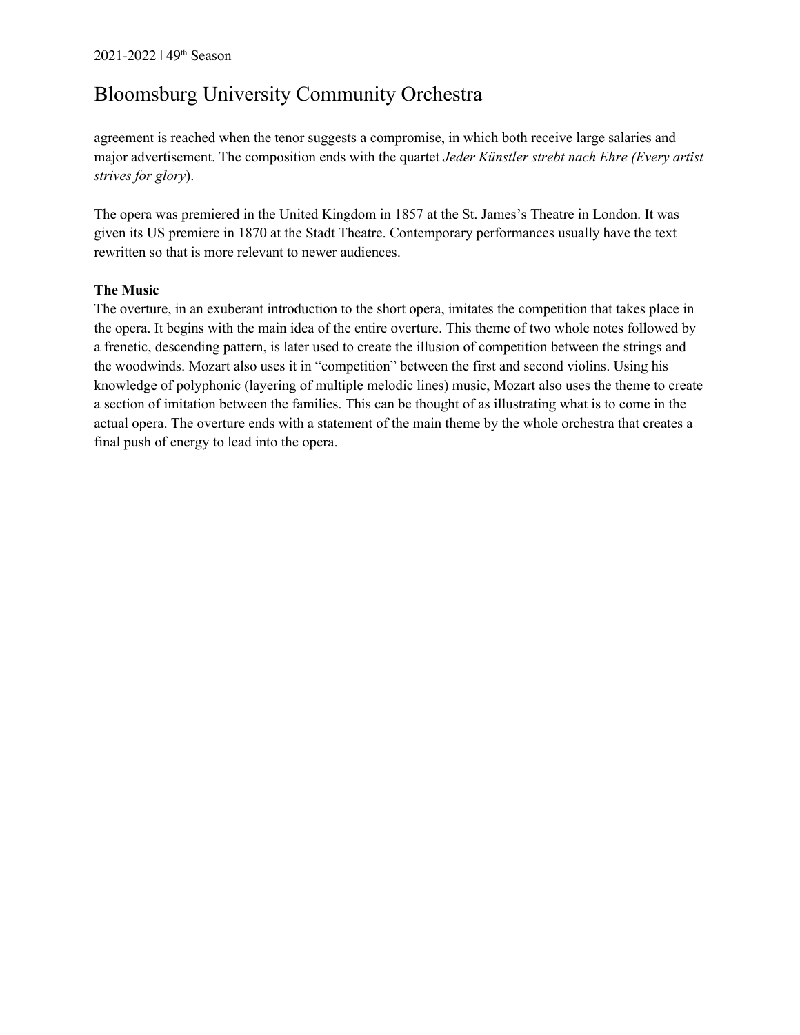agreement is reached when the tenor suggests a compromise, in which both receive large salaries and major advertisement. The composition ends with the quartet *Jeder Künstler strebt nach Ehre (Every artist strives for glory*).

The opera was premiered in the United Kingdom in 1857 at the St. James's Theatre in London. It was given its US premiere in 1870 at the Stadt Theatre. Contemporary performances usually have the text rewritten so that is more relevant to newer audiences.

**The Music**

The overture, in an exuberant introduction to the short opera, imitates the competition that takes place in the opera. It begins with the main idea of the entire overture. This theme of two whole notes followed by a frenetic, descending pattern, is later used to create the illusion of competition between the strings and the woodwinds. Mozart also uses it in "competition" between the first and second violins. Using his knowledge of polyphonic (layering of multiple melodic lines) music, Mozart also uses the theme to create a section of imitation between the families. This can be thought of as illustrating what is to come in the actual opera. The overture ends with a statement of the main theme by the whole orchestra that creates a final push of energy to lead into the opera.